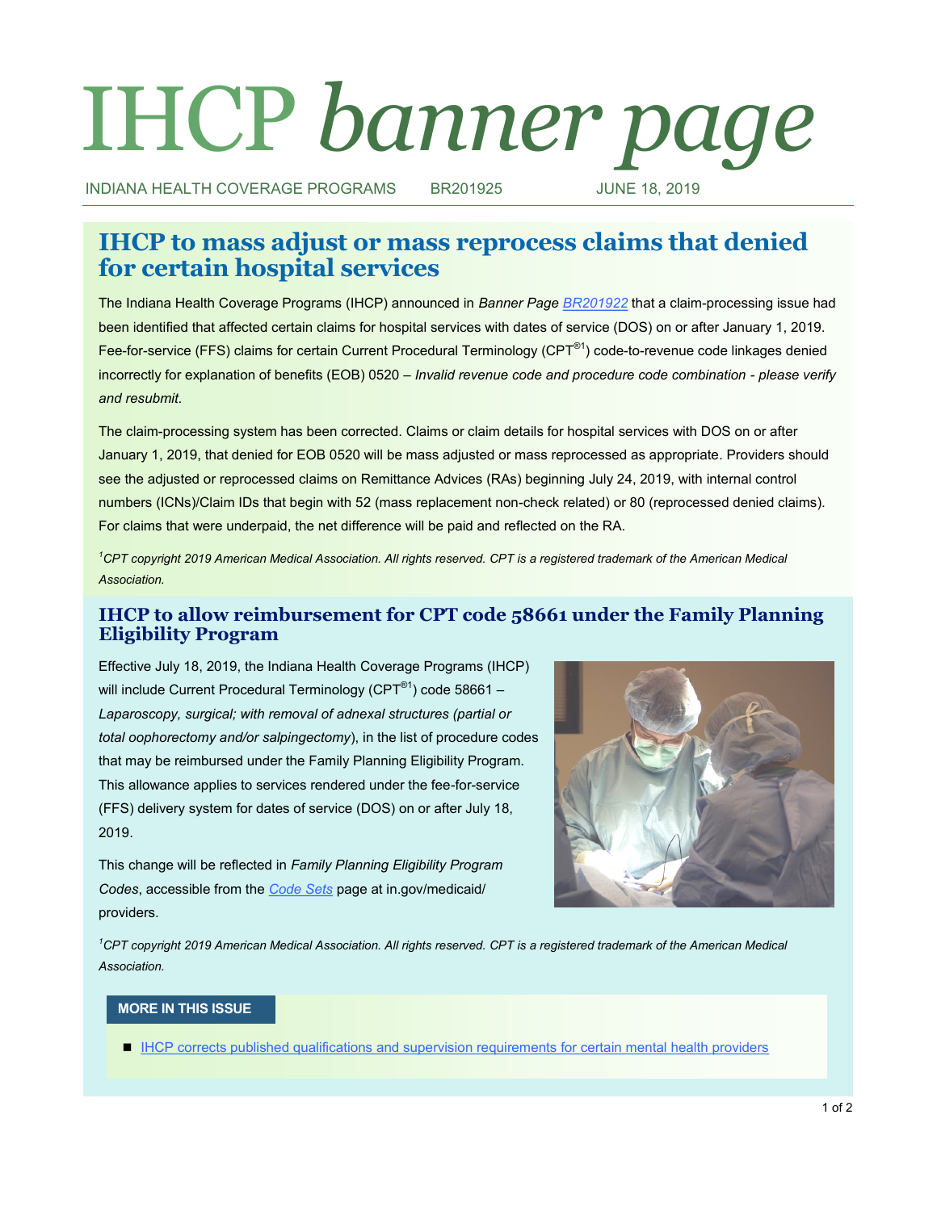# IHCP *banner page*

INDIANA HEALTH COVERAGE PROGRAMS BR201925 JUNE 18, 2019

## IHCP to mass adjust or mass reprocess claims that denied for certain hospital services

The Indiana Health Coverage Programs (IHCP) announced in *Banner Page* [BR201922] that a claim-processing issue had been identified that affected certain claims for hospital services with dates of service (DOS) on or after January 1, 2019. Fee-for-service (FFS) claims for certain Current Procedural Terminology (CPT®[1]) code-to-revenue code linkages denied incorrectly for explanation of benefits (EOB) 0520 – *Invalid revenue code and procedure code combination - please verify and resubmit*.

The claim-processing system has been corrected. Claims or claim details for hospital services with DOS on or after January 1, 2019, that denied for EOB 0520 will be mass adjusted or mass reprocessed as appropriate. Providers should see the adjusted or reprocessed claims on Remittance Advices (RAs) beginning July 24, 2019, with internal control numbers (ICNs)/Claim IDs that begin with 52 (mass replacement non-check related) or 80 (reprocessed denied claims). For claims that were underpaid, the net difference will be paid and reflected on the RA.

*[1]CPT copyright 2019 American Medical Association. All rights reserved. CPT is a registered trademark of the American Medical Association.*

## IHCP to allow reimbursement for CPT code 58661 under the Family Planning Eligibility Program

Effective July 18, 2019, the Indiana Health Coverage Programs (IHCP) will include Current Procedural Terminology (CPT®[1]) code 58661 – *Laparoscopy, surgical; with removal of adnexal structures (partial or total oophorectomy and/or salpingectomy)*, in the list of procedure codes that may be reimbursed under the Family Planning Eligibility Program. This allowance applies to services rendered under the fee-for-service (FFS) delivery system for dates of service (DOS) on or after July 18, 2019.

This change will be reflected in *Family Planning Eligibility Program Codes*, accessible from the [Code Sets] page at in.gov/medicaid/providers.

*[1]CPT copyright 2019 American Medical Association. All rights reserved. CPT is a registered trademark of the American Medical Association.*

**MORE IN THIS ISSUE**

- [IHCP corrects published qualifications and supervision requirements for certain mental health providers]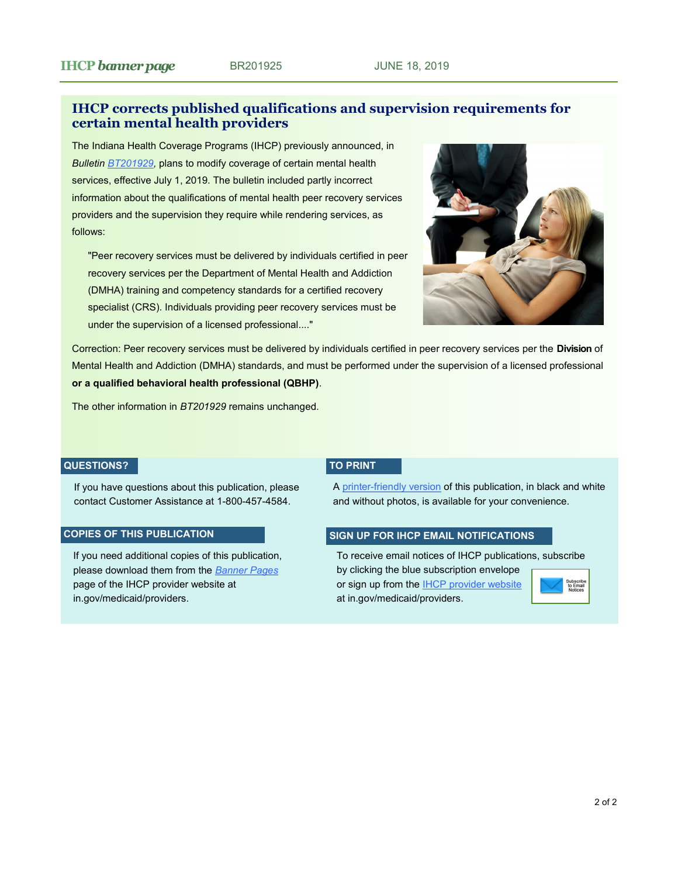IHCP *banner page* BR201925 JUNE 18, 2019

## IHCP corrects published qualifications and supervision requirements for certain mental health providers

The Indiana Health Coverage Programs (IHCP) previously announced, in *Bulletin BT201929*, plans to modify coverage of certain mental health services, effective July 1, 2019. The bulletin included partly incorrect information about the qualifications of mental health peer recovery services providers and the supervision they require while rendering services, as follows:

> "Peer recovery services must be delivered by individuals certified in peer recovery services per the Department of Mental Health and Addiction (DMHA) training and competency standards for a certified recovery specialist (CRS). Individuals providing peer recovery services must be under the supervision of a licensed professional...."

Correction: Peer recovery services must be delivered by individuals certified in peer recovery services per the **Division** of Mental Health and Addiction (DMHA) standards, and must be performed under the supervision of a licensed professional **or a qualified behavioral health professional (QBHP)**.

The other information in *BT201929* remains unchanged.

### QUESTIONS?

If you have questions about this publication, please contact Customer Assistance at 1-800-457-4584.

### COPIES OF THIS PUBLICATION

If you need additional copies of this publication, please download them from the *Banner Pages* page of the IHCP provider website at in.gov/medicaid/providers.

### TO PRINT

A printer-friendly version of this publication, in black and white and without photos, is available for your convenience.

### SIGN UP FOR IHCP EMAIL NOTIFICATIONS

To receive email notices of IHCP publications, subscribe by clicking the blue subscription envelope or sign up from the IHCP provider website at in.gov/medicaid/providers.